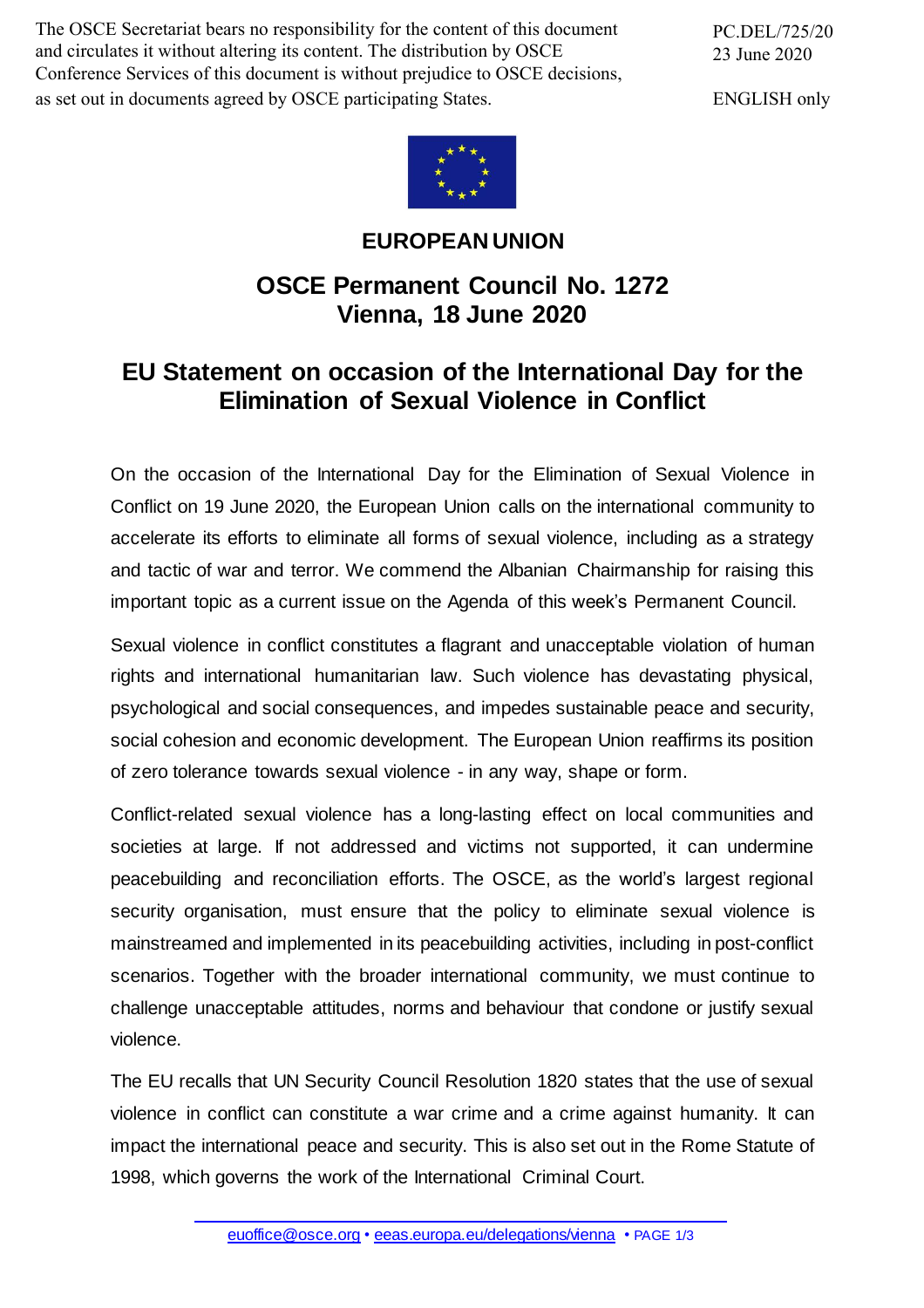The OSCE Secretariat bears no responsibility for the content of this document and circulates it without altering its content. The distribution by OSCE Conference Services of this document is without prejudice to OSCE decisions, as set out in documents agreed by OSCE participating States.

PC.DEL/725/20
23 June 2020

ENGLISH only

**EUROPEAN UNION**

## OSCE Permanent Council No. 1272
## Vienna, 18 June 2020

# EU Statement on occasion of the International Day for the Elimination of Sexual Violence in Conflict

On the occasion of the International Day for the Elimination of Sexual Violence in Conflict on 19 June 2020, the European Union calls on the international community to accelerate its efforts to eliminate all forms of sexual violence, including as a strategy and tactic of war and terror. We commend the Albanian Chairmanship for raising this important topic as a current issue on the Agenda of this week's Permanent Council.

Sexual violence in conflict constitutes a flagrant and unacceptable violation of human rights and international humanitarian law. Such violence has devastating physical, psychological and social consequences, and impedes sustainable peace and security, social cohesion and economic development. The European Union reaffirms its position of zero tolerance towards sexual violence - in any way, shape or form.

Conflict-related sexual violence has a long-lasting effect on local communities and societies at large. If not addressed and victims not supported, it can undermine peacebuilding and reconciliation efforts. The OSCE, as the world's largest regional security organisation, must ensure that the policy to eliminate sexual violence is mainstreamed and implemented in its peacebuilding activities, including in post-conflict scenarios. Together with the broader international community, we must continue to challenge unacceptable attitudes, norms and behaviour that condone or justify sexual violence.

The EU recalls that UN Security Council Resolution 1820 states that the use of sexual violence in conflict can constitute a war crime and a crime against humanity. It can impact the international peace and security. This is also set out in the Rome Statute of 1998, which governs the work of the International Criminal Court.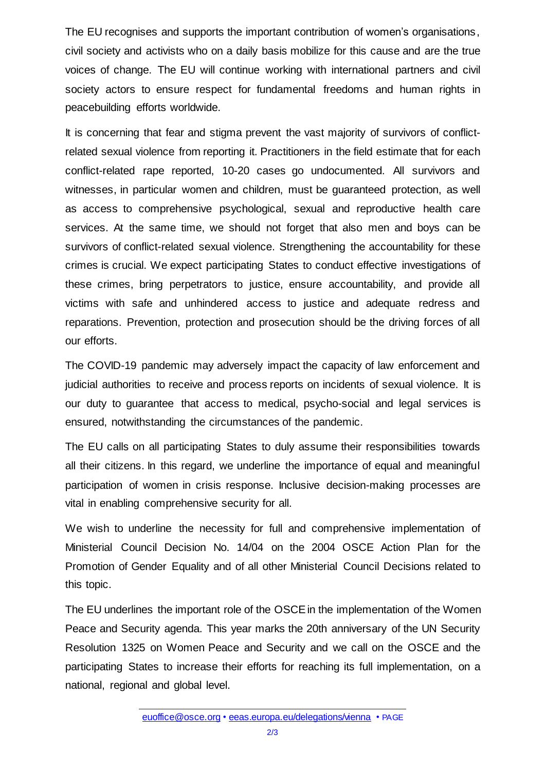The EU recognises and supports the important contribution of women's organisations, civil society and activists who on a daily basis mobilize for this cause and are the true voices of change. The EU will continue working with international partners and civil society actors to ensure respect for fundamental freedoms and human rights in peacebuilding efforts worldwide.

It is concerning that fear and stigma prevent the vast majority of survivors of conflict-related sexual violence from reporting it. Practitioners in the field estimate that for each conflict-related rape reported, 10-20 cases go undocumented. All survivors and witnesses, in particular women and children, must be guaranteed protection, as well as access to comprehensive psychological, sexual and reproductive health care services. At the same time, we should not forget that also men and boys can be survivors of conflict-related sexual violence. Strengthening the accountability for these crimes is crucial. We expect participating States to conduct effective investigations of these crimes, bring perpetrators to justice, ensure accountability, and provide all victims with safe and unhindered access to justice and adequate redress and reparations. Prevention, protection and prosecution should be the driving forces of all our efforts.

The COVID-19 pandemic may adversely impact the capacity of law enforcement and judicial authorities to receive and process reports on incidents of sexual violence. It is our duty to guarantee that access to medical, psycho-social and legal services is ensured, notwithstanding the circumstances of the pandemic.

The EU calls on all participating States to duly assume their responsibilities towards all their citizens. In this regard, we underline the importance of equal and meaningful participation of women in crisis response. Inclusive decision-making processes are vital in enabling comprehensive security for all.

We wish to underline the necessity for full and comprehensive implementation of Ministerial Council Decision No. 14/04 on the 2004 OSCE Action Plan for the Promotion of Gender Equality and of all other Ministerial Council Decisions related to this topic.

The EU underlines the important role of the OSCE in the implementation of the Women Peace and Security agenda. This year marks the 20th anniversary of the UN Security Resolution 1325 on Women Peace and Security and we call on the OSCE and the participating States to increase their efforts for reaching its full implementation, on a national, regional and global level.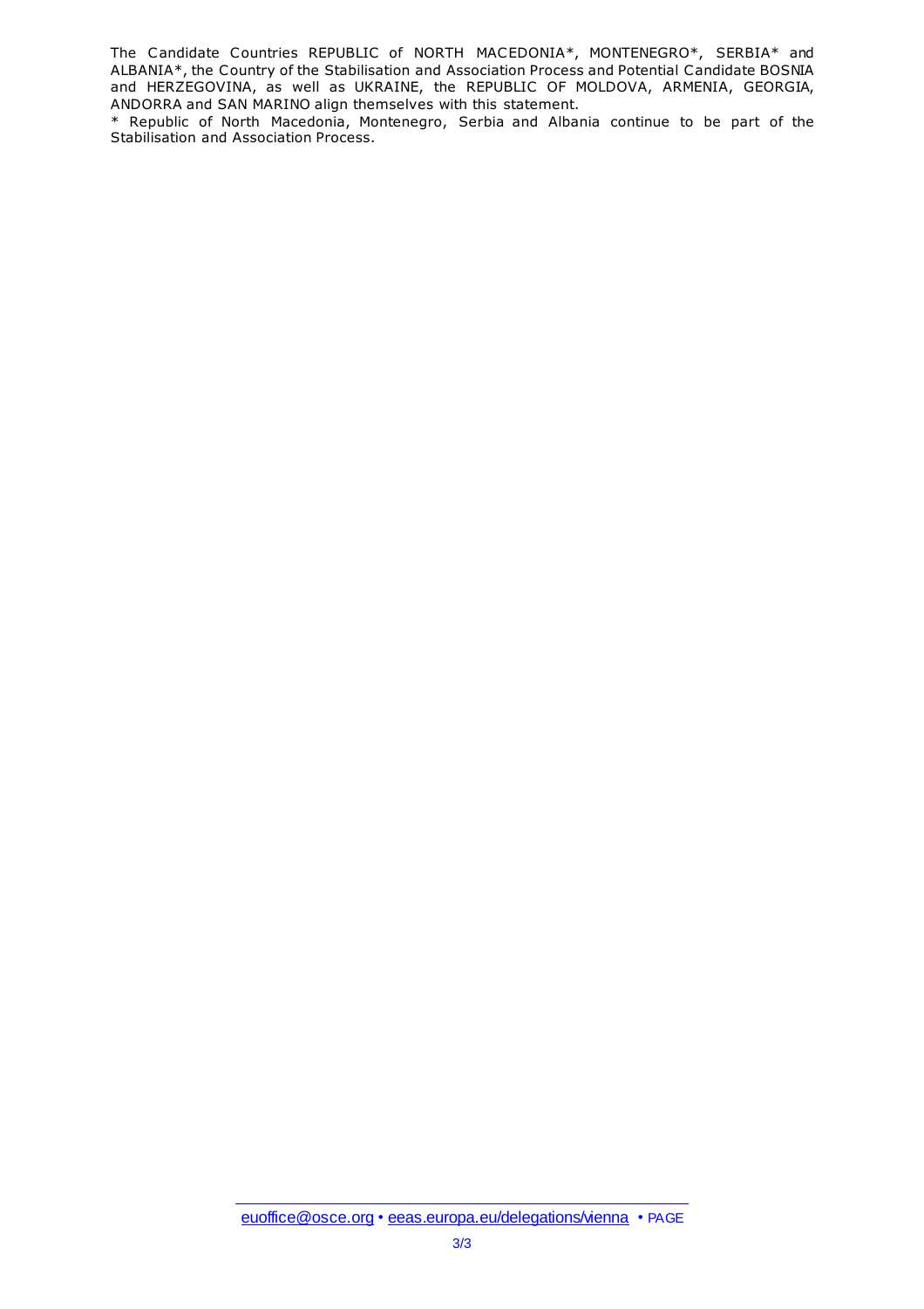The Candidate Countries REPUBLIC of NORTH MACEDONIA*, MONTENEGRO*, SERBIA* and ALBANIA*, the Country of the Stabilisation and Association Process and Potential Candidate BOSNIA and HERZEGOVINA, as well as UKRAINE, the REPUBLIC OF MOLDOVA, ARMENIA, GEORGIA, ANDORRA and SAN MARINO align themselves with this statement.

* Republic of North Macedonia, Montenegro, Serbia and Albania continue to be part of the Stabilisation and Association Process.